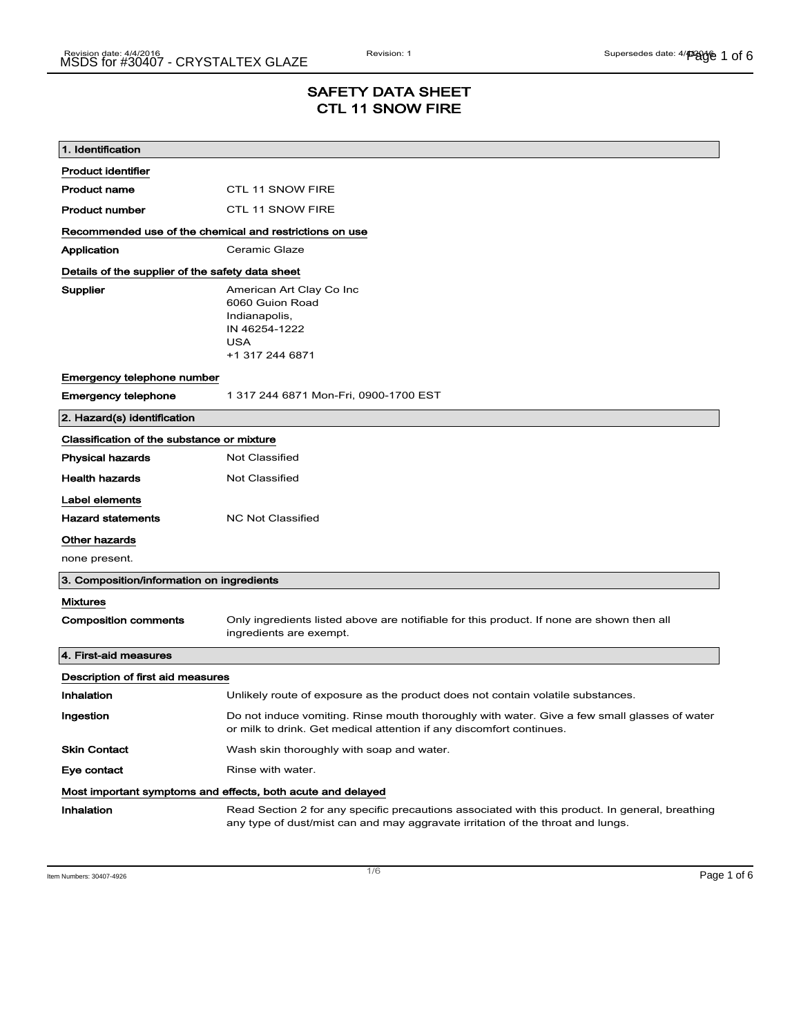# SAFETY DATA SHEET
# CTL 11 SNOW FIRE

## 1. Identification

**Product identifier**

| | |
|---|---|
| **Product name** | CTL 11 SNOW FIRE |
| **Product number** | CTL 11 SNOW FIRE |

**Recommended use of the chemical and restrictions on use**

| | |
|---|---|
| **Application** | Ceramic Glaze |

**Details of the supplier of the safety data sheet**

**Supplier**

American Art Clay Co Inc
6060 Guion Road
Indianapolis,
IN 46254-1222
USA
+1 317 244 6871

**Emergency telephone number**

| | |
|---|---|
| **Emergency telephone** | 1 317 244 6871 Mon-Fri, 0900-1700 EST |

## 2. Hazard(s) identification

**Classification of the substance or mixture**

| | |
|---|---|
| **Physical hazards** | Not Classified |
| **Health hazards** | Not Classified |

**Label elements**

| | |
|---|---|
| **Hazard statements** | NC Not Classified |

**Other hazards**

none present.

## 3. Composition/information on ingredients

**Mixtures**

| | |
|---|---|
| **Composition comments** | Only ingredients listed above are notifiable for this product. If none are shown then all ingredients are exempt. |

## 4. First-aid measures

**Description of first aid measures**

| | |
|---|---|
| **Inhalation** | Unlikely route of exposure as the product does not contain volatile substances. |
| **Ingestion** | Do not induce vomiting. Rinse mouth thoroughly with water. Give a few small glasses of water or milk to drink. Get medical attention if any discomfort continues. |
| **Skin Contact** | Wash skin thoroughly with soap and water. |
| **Eye contact** | Rinse with water. |

**Most important symptoms and effects, both acute and delayed**

| | |
|---|---|
| **Inhalation** | Read Section 2 for any specific precautions associated with this product. In general, breathing any type of dust/mist can and may aggravate irritation of the throat and lungs. |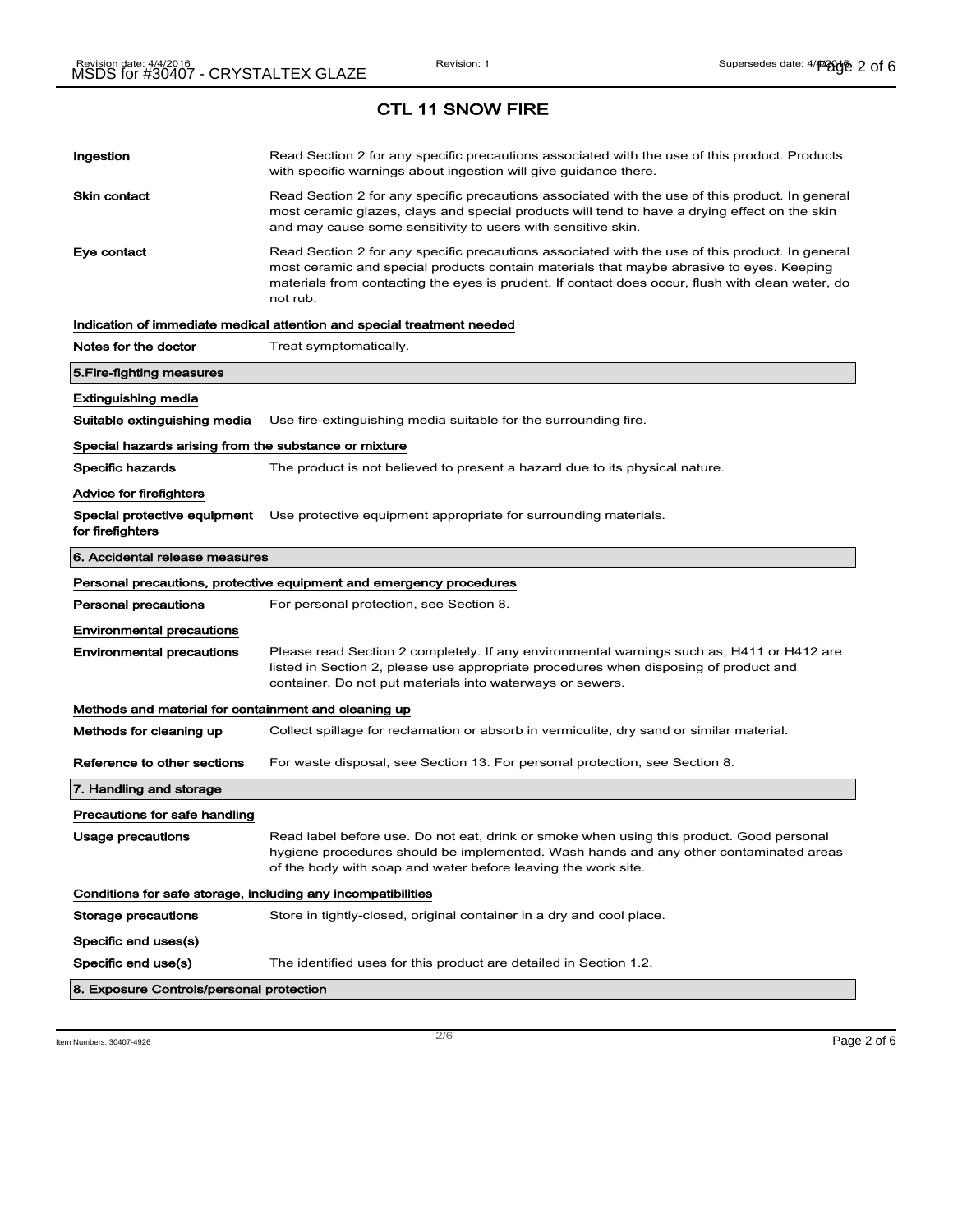## CTL 11 SNOW FIRE

| | |
|---|---|
| **Ingestion** | Read Section 2 for any specific precautions associated with the use of this product. Products with specific warnings about ingestion will give guidance there. |
| **Skin contact** | Read Section 2 for any specific precautions associated with the use of this product. In general most ceramic glazes, clays and special products will tend to have a drying effect on the skin and may cause some sensitivity to users with sensitive skin. |
| **Eye contact** | Read Section 2 for any specific precautions associated with the use of this product. In general most ceramic and special products contain materials that maybe abrasive to eyes. Keeping materials from contacting the eyes is prudent. If contact does occur, flush with clean water, do not rub. |

**Indication of immediate medical attention and special treatment needed**

| | |
|---|---|
| **Notes for the doctor** | Treat symptomatically. |

### 5.Fire-fighting measures

**Extinguishing media**

| | |
|---|---|
| **Suitable extinguishing media** | Use fire-extinguishing media suitable for the surrounding fire. |

**Special hazards arising from the substance or mixture**

| | |
|---|---|
| **Specific hazards** | The product is not believed to present a hazard due to its physical nature. |

**Advice for firefighters**

| | |
|---|---|
| **Special protective equipment for firefighters** | Use protective equipment appropriate for surrounding materials. |

### 6. Accidental release measures

**Personal precautions, protective equipment and emergency procedures**

| | |
|---|---|
| **Personal precautions** | For personal protection, see Section 8. |

**Environmental precautions**

| | |
|---|---|
| **Environmental precautions** | Please read Section 2 completely. If any environmental warnings such as; H411 or H412 are listed in Section 2, please use appropriate procedures when disposing of product and container. Do not put materials into waterways or sewers. |

**Methods and material for containment and cleaning up**

| | |
|---|---|
| **Methods for cleaning up** | Collect spillage for reclamation or absorb in vermiculite, dry sand or similar material. |
| **Reference to other sections** | For waste disposal, see Section 13. For personal protection, see Section 8. |

### 7. Handling and storage

**Precautions for safe handling**

| | |
|---|---|
| **Usage precautions** | Read label before use. Do not eat, drink or smoke when using this product. Good personal hygiene procedures should be implemented. Wash hands and any other contaminated areas of the body with soap and water before leaving the work site. |

**Conditions for safe storage, including any incompatibilities**

| | |
|---|---|
| **Storage precautions** | Store in tightly-closed, original container in a dry and cool place. |

**Specific end uses(s)**

| | |
|---|---|
| **Specific end use(s)** | The identified uses for this product are detailed in Section 1.2. |

### 8. Exposure Controls/personal protection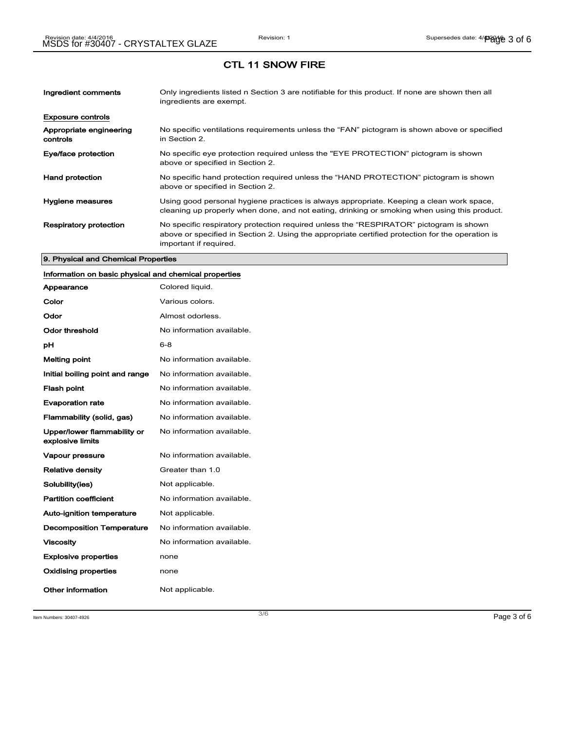# CTL 11 SNOW FIRE

| | |
|---|---|
| **Ingredient comments** | Only ingredients listed n Section 3 are notifiable for this product. If none are shown then all ingredients are exempt. |

**Exposure controls**

| | |
|---|---|
| **Appropriate engineering controls** | No specific ventilations requirements unless the "FAN" pictogram is shown above or specified in Section 2. |
| **Eye/face protection** | No specific eye protection required unless the "EYE PROTECTION" pictogram is shown above or specified in Section 2. |
| **Hand protection** | No specific hand protection required unless the "HAND PROTECTION" pictogram is shown above or specified in Section 2. |
| **Hygiene measures** | Using good personal hygiene practices is always appropriate. Keeping a clean work space, cleaning up properly when done, and not eating, drinking or smoking when using this product. |
| **Respiratory protection** | No specific respiratory protection required unless the "RESPIRATOR" pictogram is shown above or specified in Section 2. Using the appropriate certified protection for the operation is important if required. |

## 9. Physical and Chemical Properties

**Information on basic physical and chemical properties**

| | |
|---|---|
| **Appearance** | Colored liquid. |
| **Color** | Various colors. |
| **Odor** | Almost odorless. |
| **Odor threshold** | No information available. |
| **pH** | 6-8 |
| **Melting point** | No information available. |
| **Initial boiling point and range** | No information available. |
| **Flash point** | No information available. |
| **Evaporation rate** | No information available. |
| **Flammability (solid, gas)** | No information available. |
| **Upper/lower flammability or explosive limits** | No information available. |
| **Vapour pressure** | No information available. |
| **Relative density** | Greater than 1.0 |
| **Solubility(ies)** | Not applicable. |
| **Partition coefficient** | No information available. |
| **Auto-ignition temperature** | Not applicable. |
| **Decomposition Temperature** | No information available. |
| **Viscosity** | No information available. |
| **Explosive properties** | none |
| **Oxidising properties** | none |
| **Other information** | Not applicable. |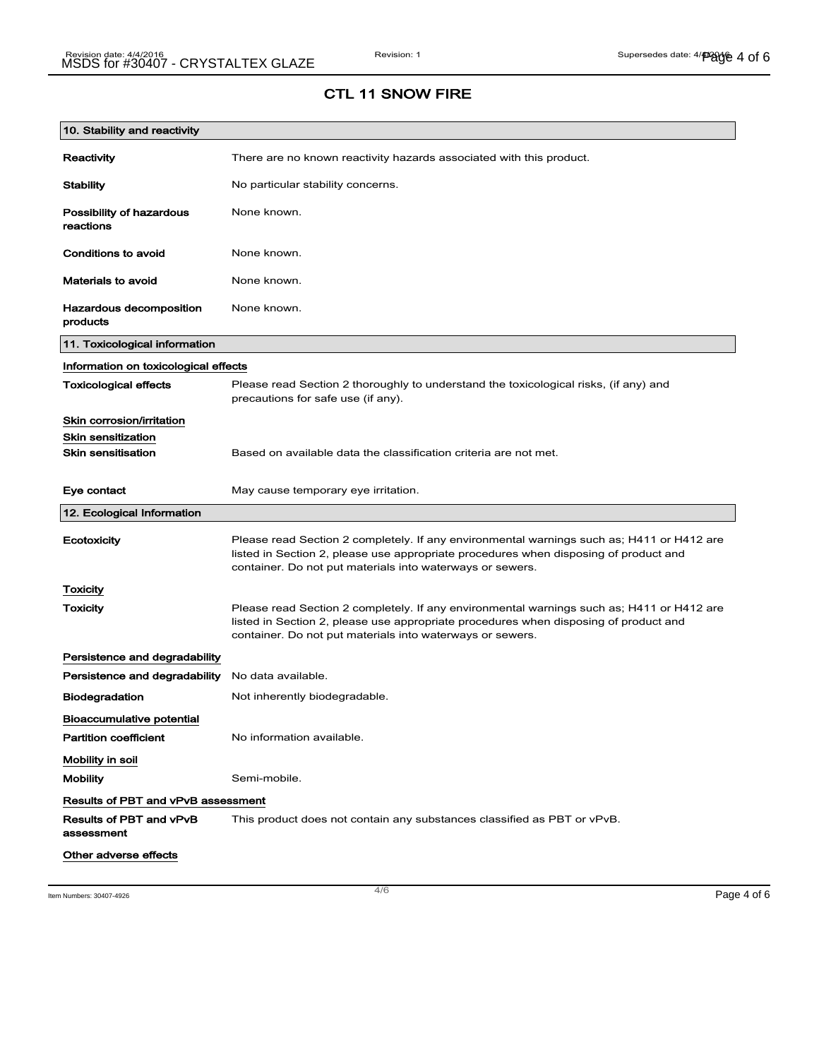## CTL 11 SNOW FIRE

### 10. Stability and reactivity

| | |
|---|---|
| **Reactivity** | There are no known reactivity hazards associated with this product. |
| **Stability** | No particular stability concerns. |
| **Possibility of hazardous reactions** | None known. |
| **Conditions to avoid** | None known. |
| **Materials to avoid** | None known. |
| **Hazardous decomposition products** | None known. |

### 11. Toxicological information

**Information on toxicological effects**

| | |
|---|---|
| **Toxicological effects** | Please read Section 2 thoroughly to understand the toxicological risks, (if any) and precautions for safe use (if any). |

**Skin corrosion/irritation**

**Skin sensitization**

| | |
|---|---|
| **Skin sensitisation** | Based on available data the classification criteria are not met. |
| **Eye contact** | May cause temporary eye irritation. |

### 12. Ecological Information

| | |
|---|---|
| **Ecotoxicity** | Please read Section 2 completely. If any environmental warnings such as; H411 or H412 are listed in Section 2, please use appropriate procedures when disposing of product and container. Do not put materials into waterways or sewers. |

**Toxicity**

| | |
|---|---|
| **Toxicity** | Please read Section 2 completely. If any environmental warnings such as; H411 or H412 are listed in Section 2, please use appropriate procedures when disposing of product and container. Do not put materials into waterways or sewers. |

**Persistence and degradability**

| | |
|---|---|
| **Persistence and degradability** | No data available. |
| **Biodegradation** | Not inherently biodegradable. |

**Bioaccumulative potential**

| | |
|---|---|
| **Partition coefficient** | No information available. |

**Mobility in soil**

| | |
|---|---|
| **Mobility** | Semi-mobile. |

**Results of PBT and vPvB assessment**

| | |
|---|---|
| **Results of PBT and vPvB assessment** | This product does not contain any substances classified as PBT or vPvB. |

**Other adverse effects**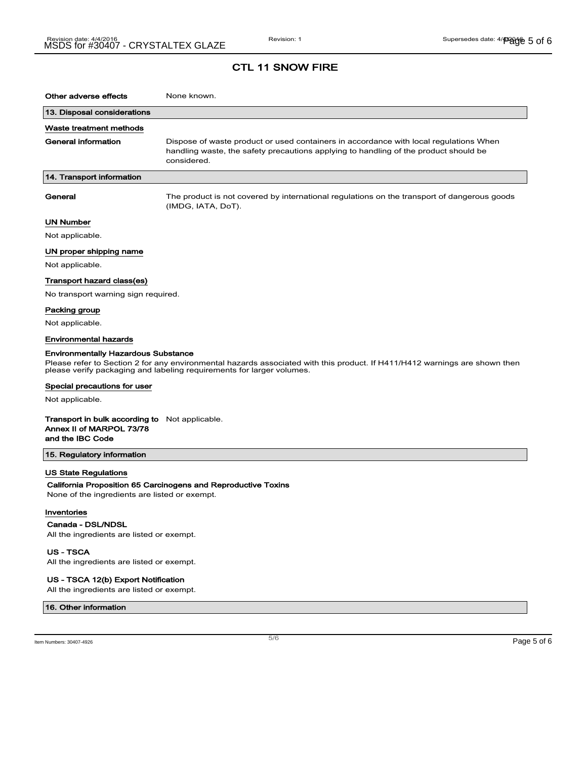# CTL 11 SNOW FIRE

**Other adverse effects** None known.

## 13. Disposal considerations

### Waste treatment methods

**General information** Dispose of waste product or used containers in accordance with local regulations When handling waste, the safety precautions applying to handling of the product should be considered.

## 14. Transport information

**General** The product is not covered by international regulations on the transport of dangerous goods (IMDG, IATA, DoT).

### UN Number

Not applicable.

### UN proper shipping name

Not applicable.

### Transport hazard class(es)

No transport warning sign required.

### Packing group

Not applicable.

### Environmental hazards

**Environmentally Hazardous Substance**

Please refer to Section 2 for any environmental hazards associated with this product. If H411/H412 warnings are shown then please verify packaging and labeling requirements for larger volumes.

### Special precautions for user

Not applicable.

**Transport in bulk according to Annex II of MARPOL 73/78 and the IBC Code** Not applicable.

## 15. Regulatory information

### US State Regulations

**California Proposition 65 Carcinogens and Reproductive Toxins**

None of the ingredients are listed or exempt.

### Inventories

**Canada - DSL/NDSL**

All the ingredients are listed or exempt.

**US - TSCA**

All the ingredients are listed or exempt.

**US - TSCA 12(b) Export Notification**

All the ingredients are listed or exempt.

## 16. Other information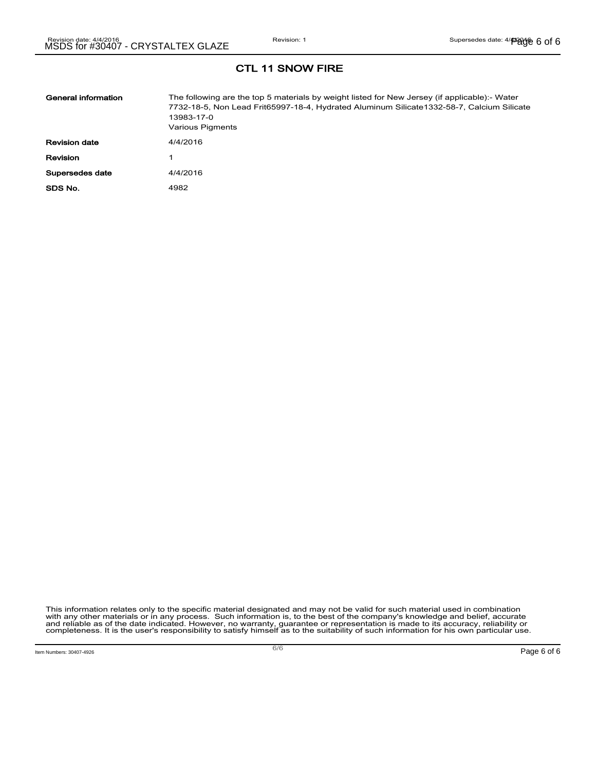## CTL 11 SNOW FIRE

| | |
|---|---|
| **General information** | The following are the top 5 materials by weight listed for New Jersey (if applicable):- Water 7732-18-5, Non Lead Frit65997-18-4, Hydrated Aluminum Silicate1332-58-7, Calcium Silicate 13983-17-0<br>Various Pigments |
| **Revision date** | 4/4/2016 |
| **Revision** | 1 |
| **Supersedes date** | 4/4/2016 |
| **SDS No.** | 4982 |

This information relates only to the specific material designated and may not be valid for such material used in combination with any other materials or in any process. Such information is, to the best of the company's knowledge and belief, accurate and reliable as of the date indicated. However, no warranty, guarantee or representation is made to its accuracy, reliability or completeness. It is the user's responsibility to satisfy himself as to the suitability of such information for his own particular use.

Item Numbers: 30407-4926